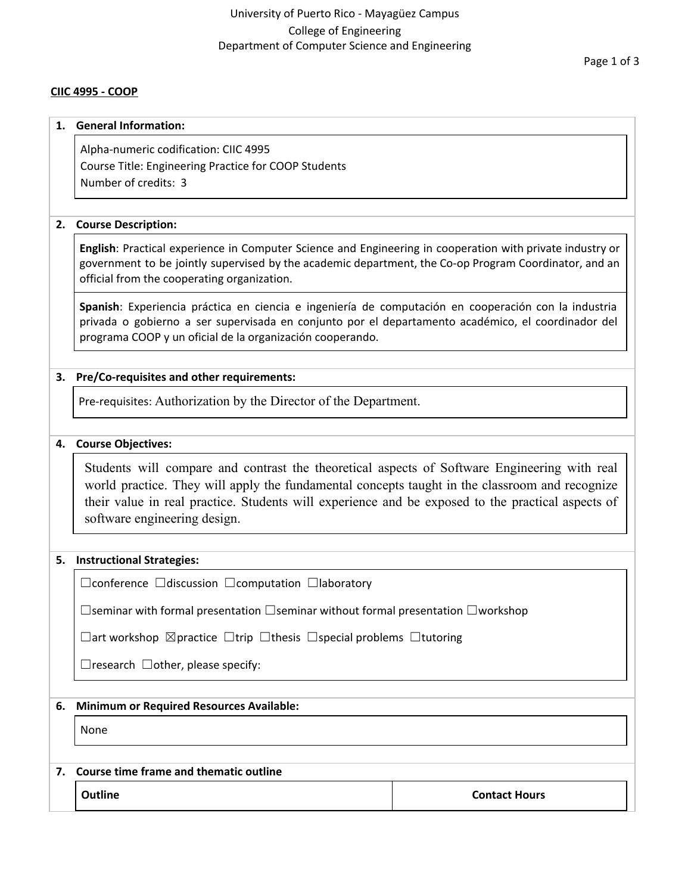University of Puerto Rico - Mayagüez Campus
College of Engineering
Department of Computer Science and Engineering

**CIIC 4995 - COOP**

## 1. General Information:

Alpha-numeric codification: CIIC 4995
Course Title: Engineering Practice for COOP Students
Number of credits: 3

## 2. Course Description:

**English**: Practical experience in Computer Science and Engineering in cooperation with private industry or government to be jointly supervised by the academic department, the Co-op Program Coordinator, and an official from the cooperating organization.

**Spanish**: Experiencia práctica en ciencia e ingeniería de computación en cooperación con la industria privada o gobierno a ser supervisada en conjunto por el departamento académico, el coordinador del programa COOP y un oficial de la organización cooperando.

## 3. Pre/Co-requisites and other requirements:

Pre-requisites: Authorization by the Director of the Department.

## 4. Course Objectives:

Students will compare and contrast the theoretical aspects of Software Engineering with real world practice. They will apply the fundamental concepts taught in the classroom and recognize their value in real practice. Students will experience and be exposed to the practical aspects of software engineering design.

## 5. Instructional Strategies:

☐conference ☐discussion ☐computation ☐laboratory

☐seminar with formal presentation ☐seminar without formal presentation ☐workshop

☐art workshop ☒practice ☐trip ☐thesis ☐special problems ☐tutoring

☐research ☐other, please specify:

## 6. Minimum or Required Resources Available:

None

## 7. Course time frame and thematic outline

| Outline | Contact Hours |
|---|---|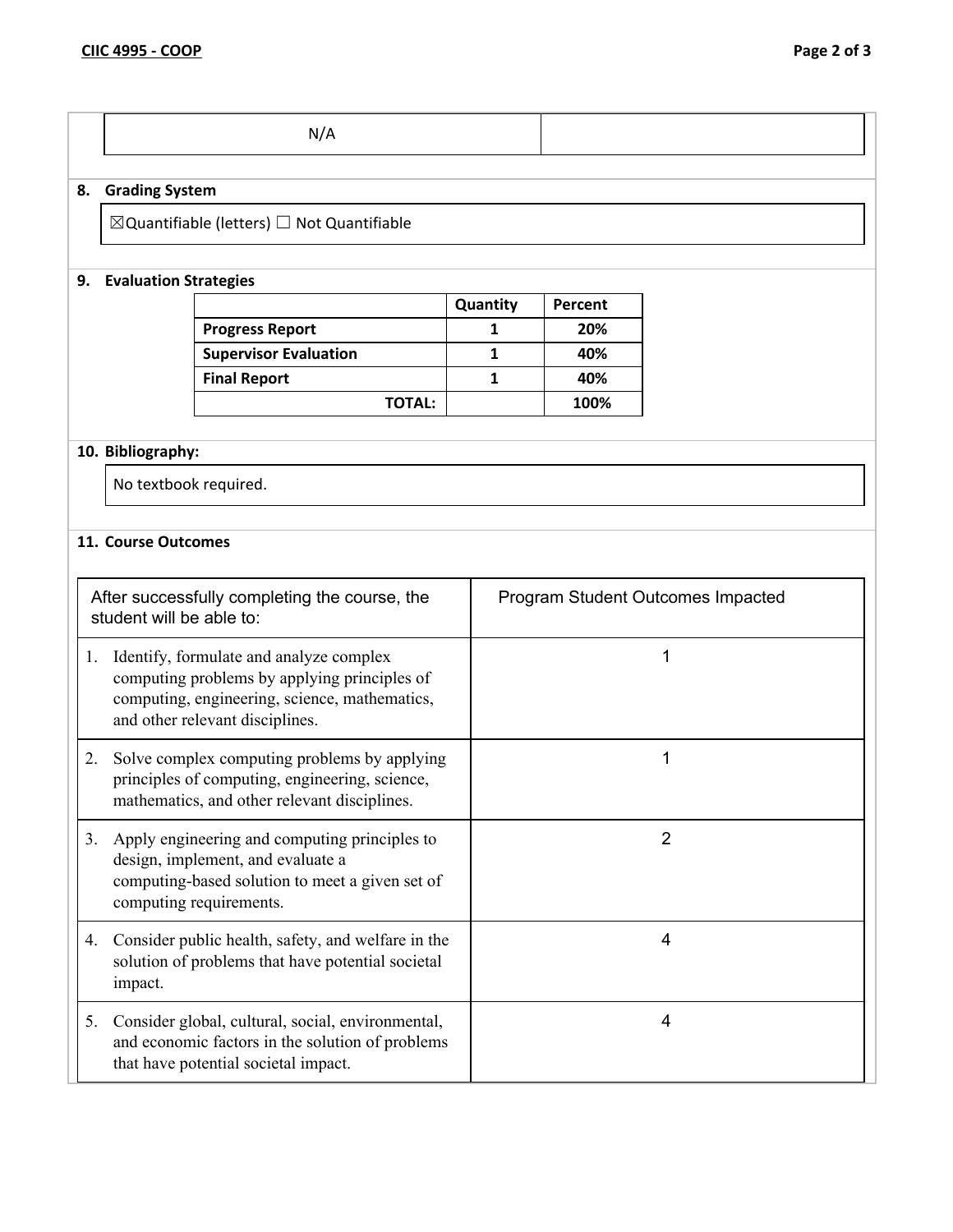| N/A | |
|---|---|

**8. Grading System**

☒Quantifiable (letters) ☐ Not Quantifiable

**9. Evaluation Strategies**

| | Quantity | Percent |
|---|---|---|
| **Progress Report** | **1** | **20%** |
| **Supervisor Evaluation** | **1** | **40%** |
| **Final Report** | **1** | **40%** |
| **TOTAL:** | | **100%** |

**10. Bibliography:**

No textbook required.

**11. Course Outcomes**

| After successfully completing the course, the student will be able to: | Program Student Outcomes Impacted |
|---|---|
| 1. Identify, formulate and analyze complex computing problems by applying principles of computing, engineering, science, mathematics, and other relevant disciplines. | 1 |
| 2. Solve complex computing problems by applying principles of computing, engineering, science, mathematics, and other relevant disciplines. | 1 |
| 3. Apply engineering and computing principles to design, implement, and evaluate a computing-based solution to meet a given set of computing requirements. | 2 |
| 4. Consider public health, safety, and welfare in the solution of problems that have potential societal impact. | 4 |
| 5. Consider global, cultural, social, environmental, and economic factors in the solution of problems that have potential societal impact. | 4 |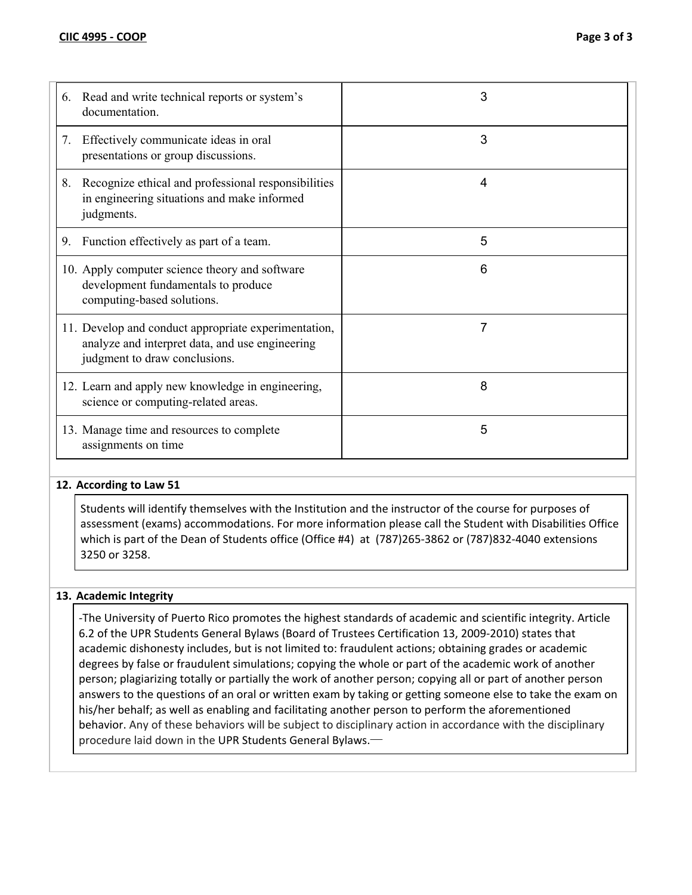| | |
|---|---|
| 6. Read and write technical reports or system's documentation. | 3 |
| 7. Effectively communicate ideas in oral presentations or group discussions. | 3 |
| 8. Recognize ethical and professional responsibilities in engineering situations and make informed judgments. | 4 |
| 9. Function effectively as part of a team. | 5 |
| 10. Apply computer science theory and software development fundamentals to produce computing-based solutions. | 6 |
| 11. Develop and conduct appropriate experimentation, analyze and interpret data, and use engineering judgment to draw conclusions. | 7 |
| 12. Learn and apply new knowledge in engineering, science or computing-related areas. | 8 |
| 13. Manage time and resources to complete assignments on time | 5 |

**12. According to Law 51**

Students will identify themselves with the Institution and the instructor of the course for purposes of assessment (exams) accommodations. For more information please call the Student with Disabilities Office which is part of the Dean of Students office (Office #4) at (787)265-3862 or (787)832-4040 extensions 3250 or 3258.

**13. Academic Integrity**

-The University of Puerto Rico promotes the highest standards of academic and scientific integrity. Article 6.2 of the UPR Students General Bylaws (Board of Trustees Certification 13, 2009-2010) states that academic dishonesty includes, but is not limited to: fraudulent actions; obtaining grades or academic degrees by false or fraudulent simulations; copying the whole or part of the academic work of another person; plagiarizing totally or partially the work of another person; copying all or part of another person answers to the questions of an oral or written exam by taking or getting someone else to take the exam on his/her behalf; as well as enabling and facilitating another person to perform the aforementioned behavior. Any of these behaviors will be subject to disciplinary action in accordance with the disciplinary procedure laid down in the UPR Students General Bylaws.—